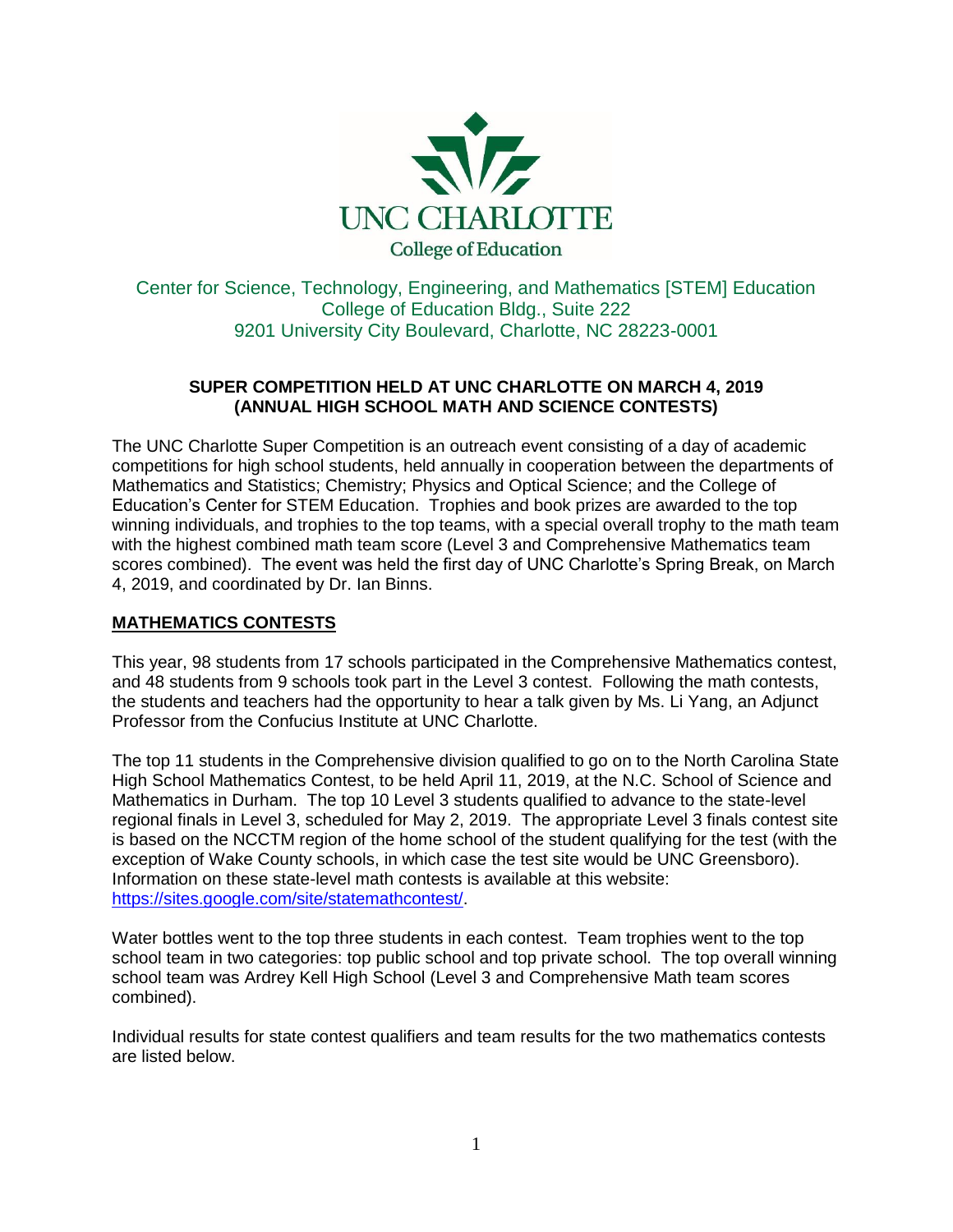UNC CHARLOTTE

College of Education

Center for Science, Technology, Engineering, and Mathematics [STEM] Education
College of Education Bldg., Suite 222
9201 University City Boulevard, Charlotte, NC 28223-0001

**SUPER COMPETITION HELD AT UNC CHARLOTTE ON MARCH 4, 2019**
**(ANNUAL HIGH SCHOOL MATH AND SCIENCE CONTESTS)**

The UNC Charlotte Super Competition is an outreach event consisting of a day of academic competitions for high school students, held annually in cooperation between the departments of Mathematics and Statistics; Chemistry; Physics and Optical Science; and the College of Education's Center for STEM Education. Trophies and book prizes are awarded to the top winning individuals, and trophies to the top teams, with a special overall trophy to the math team with the highest combined math team score (Level 3 and Comprehensive Mathematics team scores combined). The event was held the first day of UNC Charlotte's Spring Break, on March 4, 2019, and coordinated by Dr. Ian Binns.

## MATHEMATICS CONTESTS

This year, 98 students from 17 schools participated in the Comprehensive Mathematics contest, and 48 students from 9 schools took part in the Level 3 contest. Following the math contests, the students and teachers had the opportunity to hear a talk given by Ms. Li Yang, an Adjunct Professor from the Confucius Institute at UNC Charlotte.

The top 11 students in the Comprehensive division qualified to go on to the North Carolina State High School Mathematics Contest, to be held April 11, 2019, at the N.C. School of Science and Mathematics in Durham. The top 10 Level 3 students qualified to advance to the state-level regional finals in Level 3, scheduled for May 2, 2019. The appropriate Level 3 finals contest site is based on the NCCTM region of the home school of the student qualifying for the test (with the exception of Wake County schools, in which case the test site would be UNC Greensboro). Information on these state-level math contests is available at this website: https://sites.google.com/site/statemathcontest/.

Water bottles went to the top three students in each contest. Team trophies went to the top school team in two categories: top public school and top private school. The top overall winning school team was Ardrey Kell High School (Level 3 and Comprehensive Math team scores combined).

Individual results for state contest qualifiers and team results for the two mathematics contests are listed below.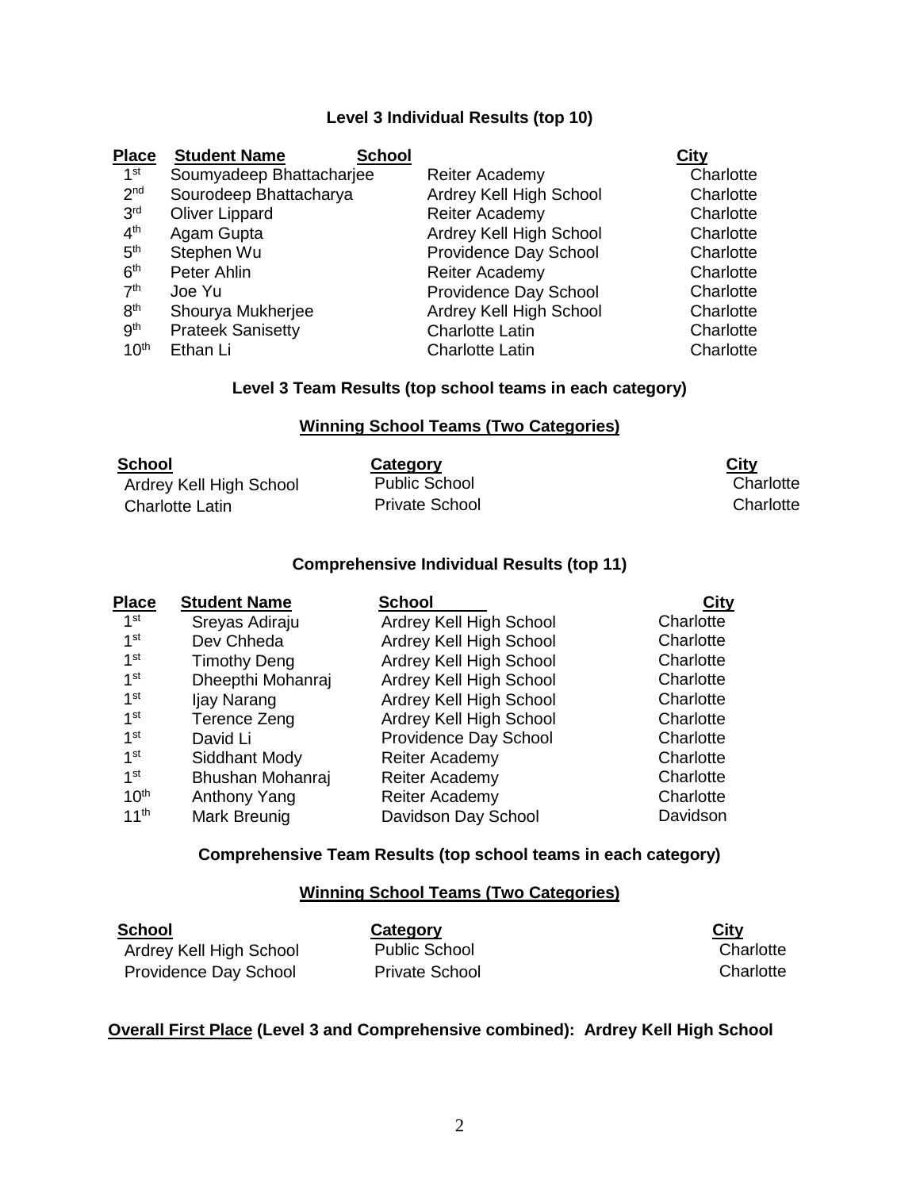### Level 3 Individual Results (top 10)

| Place | Student Name | School | City |
|---|---|---|---|
| 1st | Soumyadeep Bhattacharjee | Reiter Academy | Charlotte |
| 2nd | Sourodeep Bhattacharya | Ardrey Kell High School | Charlotte |
| 3rd | Oliver Lippard | Reiter Academy | Charlotte |
| 4th | Agam Gupta | Ardrey Kell High School | Charlotte |
| 5th | Stephen Wu | Providence Day School | Charlotte |
| 6th | Peter Ahlin | Reiter Academy | Charlotte |
| 7th | Joe Yu | Providence Day School | Charlotte |
| 8th | Shourya Mukherjee | Ardrey Kell High School | Charlotte |
| 9th | Prateek Sanisetty | Charlotte Latin | Charlotte |
| 10th | Ethan Li | Charlotte Latin | Charlotte |

### Level 3 Team Results (top school teams in each category)

**Winning School Teams (Two Categories)**

| School | Category | City |
|---|---|---|
| Ardrey Kell High School | Public School | Charlotte |
| Charlotte Latin | Private School | Charlotte |

### Comprehensive Individual Results (top 11)

| Place | Student Name | School | City |
|---|---|---|---|
| 1st | Sreyas Adiraju | Ardrey Kell High School | Charlotte |
| 1st | Dev Chheda | Ardrey Kell High School | Charlotte |
| 1st | Timothy Deng | Ardrey Kell High School | Charlotte |
| 1st | Dheepthi Mohanraj | Ardrey Kell High School | Charlotte |
| 1st | Ijay Narang | Ardrey Kell High School | Charlotte |
| 1st | Terence Zeng | Ardrey Kell High School | Charlotte |
| 1st | David Li | Providence Day School | Charlotte |
| 1st | Siddhant Mody | Reiter Academy | Charlotte |
| 1st | Bhushan Mohanraj | Reiter Academy | Charlotte |
| 10th | Anthony Yang | Reiter Academy | Charlotte |
| 11th | Mark Breunig | Davidson Day School | Davidson |

### Comprehensive Team Results (top school teams in each category)

**Winning School Teams (Two Categories)**

| School | Category | City |
|---|---|---|
| Ardrey Kell High School | Public School | Charlotte |
| Providence Day School | Private School | Charlotte |

**Overall First Place (Level 3 and Comprehensive combined): Ardrey Kell High School**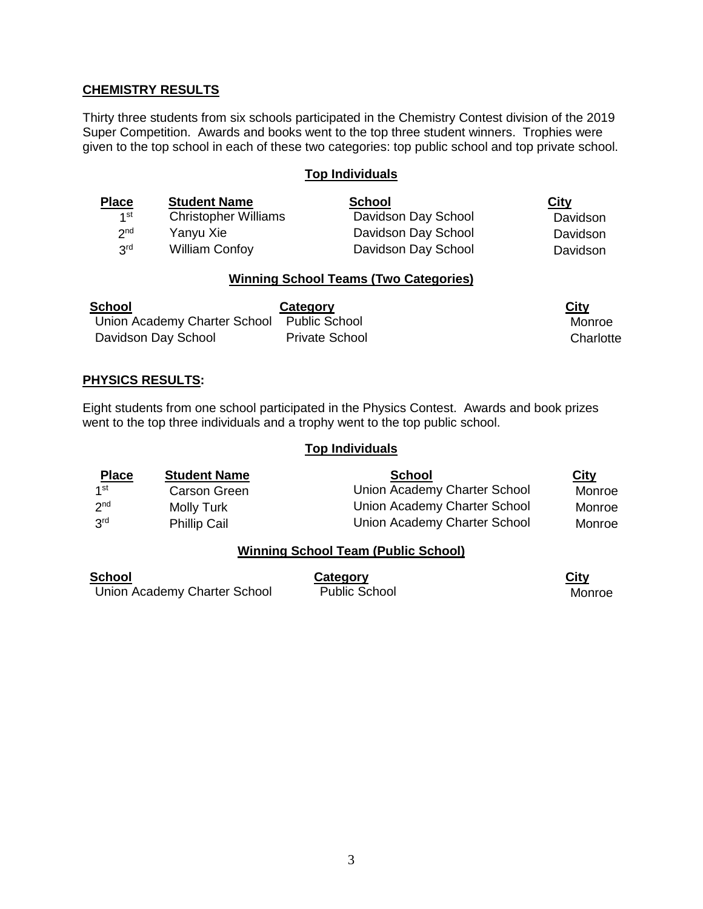## CHEMISTRY RESULTS

Thirty three students from six schools participated in the Chemistry Contest division of the 2019 Super Competition. Awards and books went to the top three student winners. Trophies were given to the top school in each of these two categories: top public school and top private school.

### Top Individuals

| Place | Student Name | School | City |
|---|---|---|---|
| 1st | Christopher Williams | Davidson Day School | Davidson |
| 2nd | Yanyu Xie | Davidson Day School | Davidson |
| 3rd | William Confoy | Davidson Day School | Davidson |

### Winning School Teams (Two Categories)

| School | Category | City |
|---|---|---|
| Union Academy Charter School | Public School | Monroe |
| Davidson Day School | Private School | Charlotte |

## PHYSICS RESULTS:

Eight students from one school participated in the Physics Contest. Awards and book prizes went to the top three individuals and a trophy went to the top public school.

### Top Individuals

| Place | Student Name | School | City |
|---|---|---|---|
| 1st | Carson Green | Union Academy Charter School | Monroe |
| 2nd | Molly Turk | Union Academy Charter School | Monroe |
| 3rd | Phillip Cail | Union Academy Charter School | Monroe |

### Winning School Team (Public School)

| School | Category | City |
|---|---|---|
| Union Academy Charter School | Public School | Monroe |